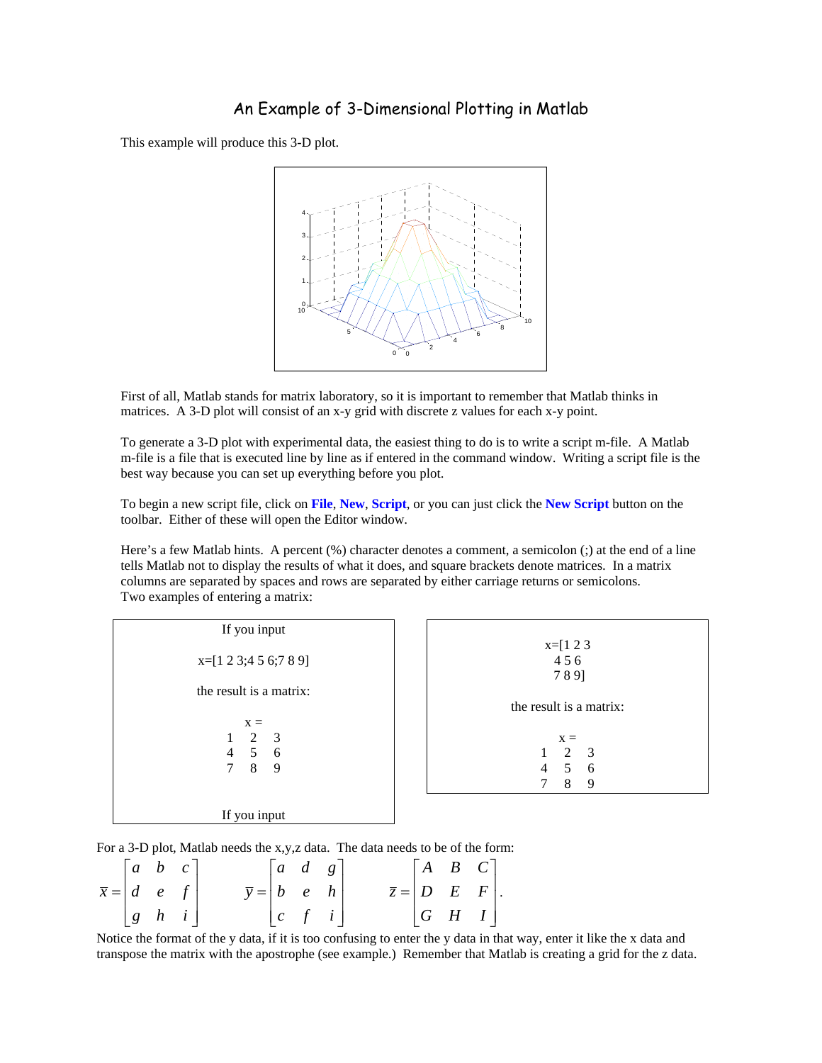# An Example of 3-Dimensional Plotting in Matlab

This example will produce this 3-D plot.

First of all, Matlab stands for matrix laboratory, so it is important to remember that Matlab thinks in matrices. A 3-D plot will consist of an x-y grid with discrete z values for each x-y point.

To generate a 3-D plot with experimental data, the easiest thing to do is to write a script m-file. A Matlab m-file is a file that is executed line by line as if entered in the command window. Writing a script file is the best way because you can set up everything before you plot.

To begin a new script file, click on **File**, **New**, **Script**, or you can just click the **New Script** button on the toolbar. Either of these will open the Editor window.

Here's a few Matlab hints. A percent (%) character denotes a comment, a semicolon (;) at the end of a line tells Matlab not to display the results of what it does, and square brackets denote matrices. In a matrix columns are separated by spaces and rows are separated by either carriage returns or semicolons.
Two examples of entering a matrix:

If you input

```
x=[1 2 3;4 5 6;7 8 9]
```

the result is a matrix:

```
x =
 1   2   3
 4   5   6
 7   8   9
```

If you input

```
x=[1 2 3
   4 5 6
   7 8 9]
```

the result is a matrix:

```
x =
 1   2   3
 4   5   6
 7   8   9
```

For a 3-D plot, Matlab needs the x,y,z data. The data needs to be of the form:

$$\bar{x} = \begin{bmatrix} a & b & c \\ d & e & f \\ g & h & i \end{bmatrix} \qquad \bar{y} = \begin{bmatrix} a & d & g \\ b & e & h \\ c & f & i \end{bmatrix} \qquad \bar{z} = \begin{bmatrix} A & B & C \\ D & E & F \\ G & H & I \end{bmatrix}.$$

Notice the format of the y data, if it is too confusing to enter the y data in that way, enter it like the x data and transpose the matrix with the apostrophe (see example.) Remember that Matlab is creating a grid for the z data.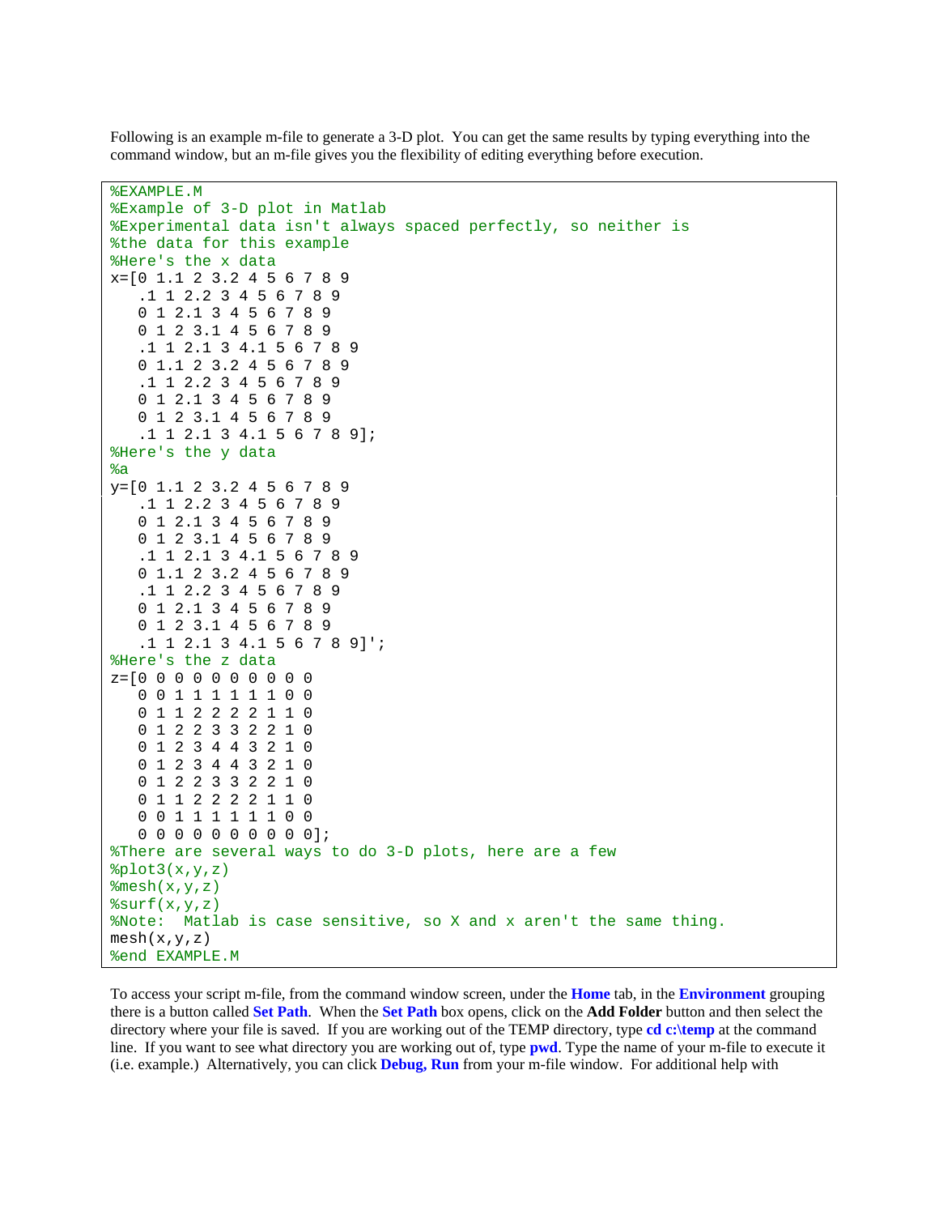Following is an example m-file to generate a 3-D plot. You can get the same results by typing everything into the command window, but an m-file gives you the flexibility of editing everything before execution.

```
%EXAMPLE.M
%Example of 3-D plot in Matlab
%Experimental data isn't always spaced perfectly, so neither is
%the data for this example
%Here's the x data
x=[0 1.1 2 3.2 4 5 6 7 8 9
   .1 1 2.2 3 4 5 6 7 8 9
   0 1 2.1 3 4 5 6 7 8 9
   0 1 2 3.1 4 5 6 7 8 9
   .1 1 2.1 3 4.1 5 6 7 8 9
   0 1.1 2 3.2 4 5 6 7 8 9
   .1 1 2.2 3 4 5 6 7 8 9
   0 1 2.1 3 4 5 6 7 8 9
   0 1 2 3.1 4 5 6 7 8 9
   .1 1 2.1 3 4.1 5 6 7 8 9];
%Here's the y data
%a
y=[0 1.1 2 3.2 4 5 6 7 8 9
   .1 1 2.2 3 4 5 6 7 8 9
   0 1 2.1 3 4 5 6 7 8 9
   0 1 2 3.1 4 5 6 7 8 9
   .1 1 2.1 3 4.1 5 6 7 8 9
   0 1.1 2 3.2 4 5 6 7 8 9
   .1 1 2.2 3 4 5 6 7 8 9
   0 1 2.1 3 4 5 6 7 8 9
   0 1 2 3.1 4 5 6 7 8 9
   .1 1 2.1 3 4.1 5 6 7 8 9]';
%Here's the z data
z=[0 0 0 0 0 0 0 0 0 0
   0 0 1 1 1 1 1 1 0 0
   0 1 1 2 2 2 2 1 1 0
   0 1 2 2 3 3 2 2 1 0
   0 1 2 3 4 4 3 2 1 0
   0 1 2 3 4 4 3 2 1 0
   0 1 2 2 3 3 2 2 1 0
   0 1 1 2 2 2 2 1 1 0
   0 0 1 1 1 1 1 1 0 0
   0 0 0 0 0 0 0 0 0 0];
%There are several ways to do 3-D plots, here are a few
%plot3(x,y,z)
%mesh(x,y,z)
%surf(x,y,z)
%Note:  Matlab is case sensitive, so X and x aren't the same thing.
mesh(x,y,z)
%end EXAMPLE.M
```

To access your script m-file, from the command window screen, under the **Home** tab, in the **Environment** grouping there is a button called **Set Path**. When the **Set Path** box opens, click on the **Add Folder** button and then select the directory where your file is saved. If you are working out of the TEMP directory, type **cd c:\temp** at the command line. If you want to see what directory you are working out of, type **pwd**. Type the name of your m-file to execute it (i.e. example.) Alternatively, you can click **Debug, Run** from your m-file window. For additional help with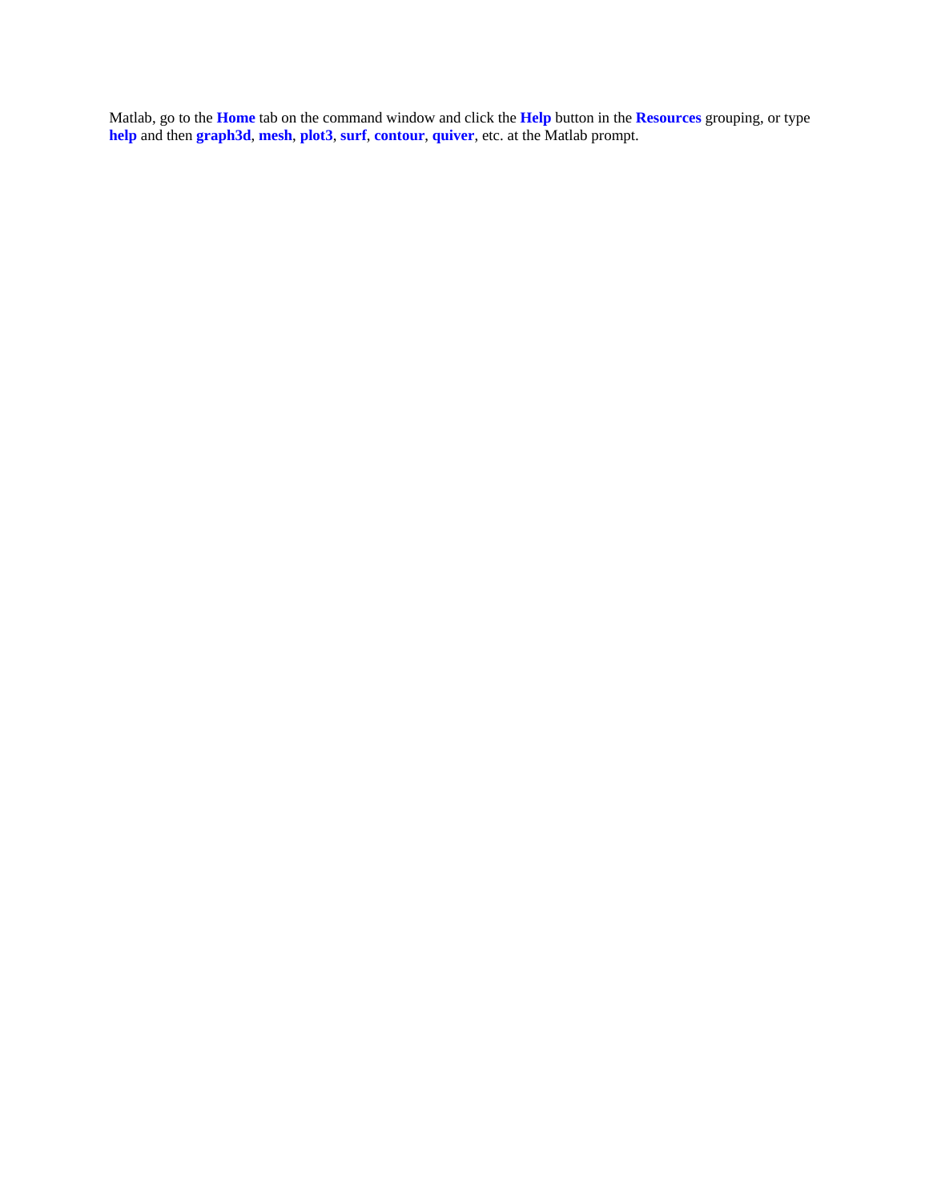Matlab, go to the **Home** tab on the command window and click the **Help** button in the **Resources** grouping, or type **help** and then **graph3d**, **mesh**, **plot3**, **surf**, **contour**, **quiver**, etc. at the Matlab prompt.